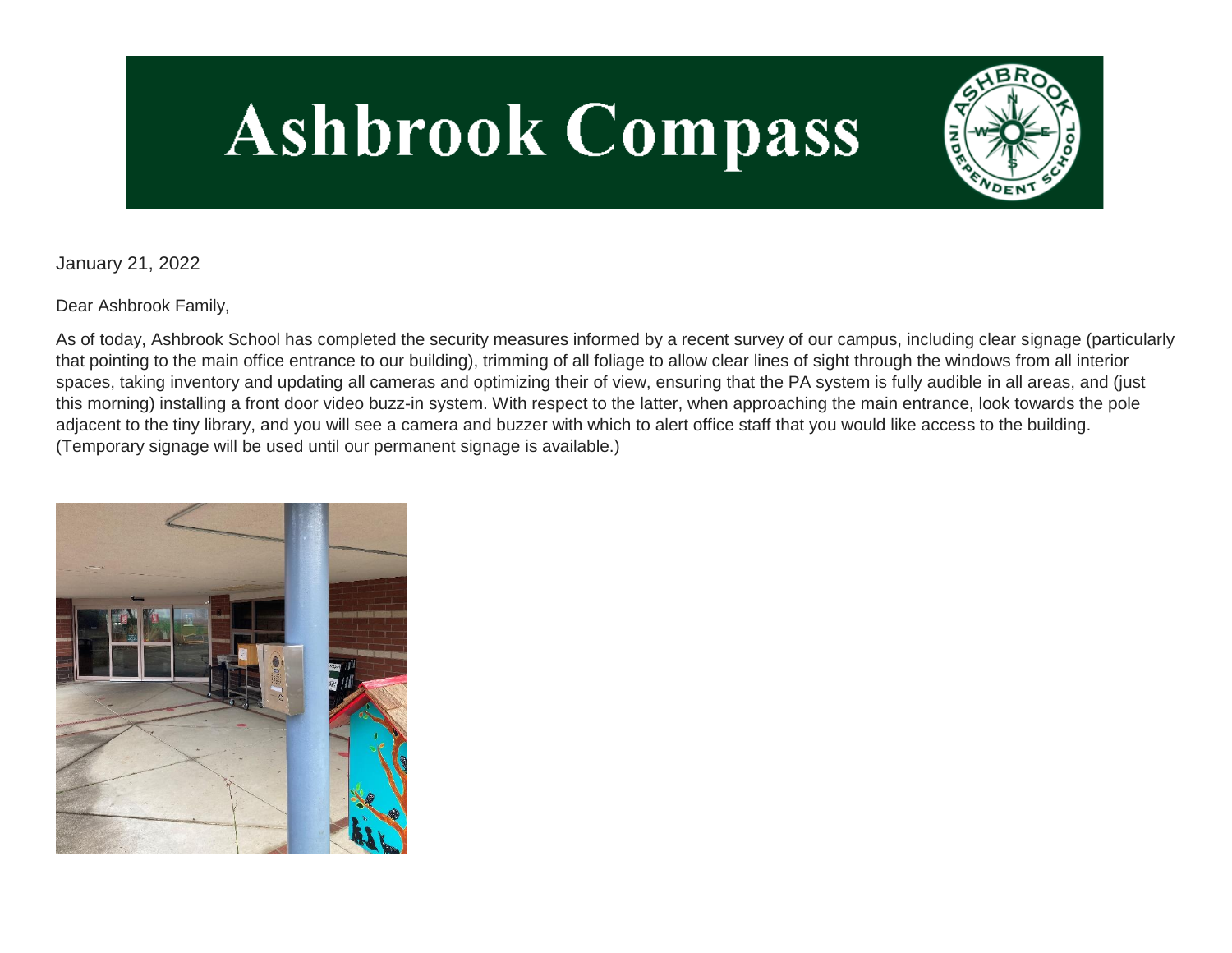# Ashbrook Compass

January 21, 2022

Dear Ashbrook Family,

As of today, Ashbrook School has completed the security measures informed by a recent survey of our campus, including clear signage (particularly that pointing to the main office entrance to our building), trimming of all foliage to allow clear lines of sight through the windows from all interior spaces, taking inventory and updating all cameras and optimizing their of view, ensuring that the PA system is fully audible in all areas, and (just this morning) installing a front door video buzz-in system. With respect to the latter, when approaching the main entrance, look towards the pole adjacent to the tiny library, and you will see a camera and buzzer with which to alert office staff that you would like access to the building. (Temporary signage will be used until our permanent signage is available.)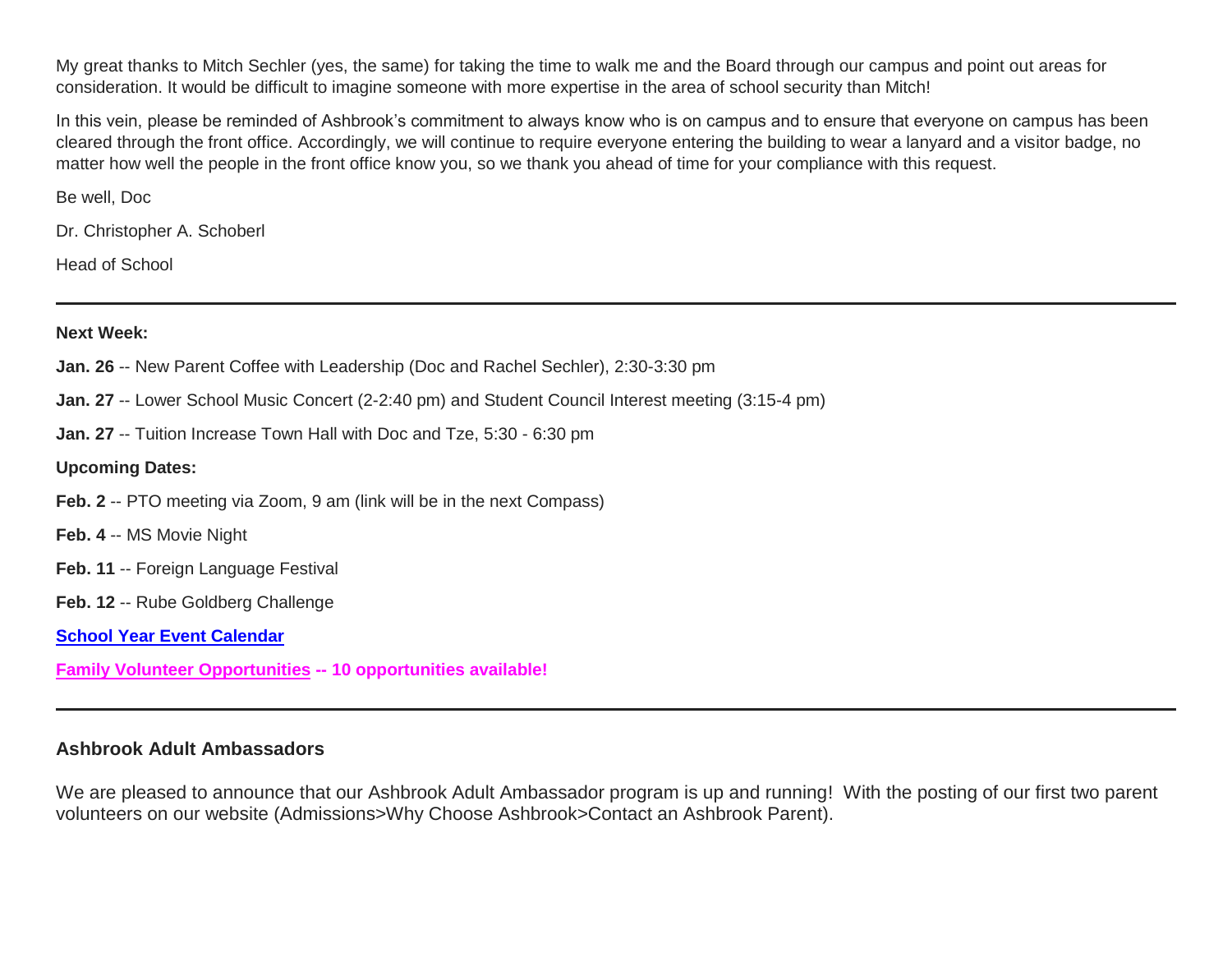My great thanks to Mitch Sechler (yes, the same) for taking the time to walk me and the Board through our campus and point out areas for consideration. It would be difficult to imagine someone with more expertise in the area of school security than Mitch!

In this vein, please be reminded of Ashbrook's commitment to always know who is on campus and to ensure that everyone on campus has been cleared through the front office. Accordingly, we will continue to require everyone entering the building to wear a lanyard and a visitor badge, no matter how well the people in the front office know you, so we thank you ahead of time for your compliance with this request.

Be well, Doc

Dr. Christopher A. Schoberl

Head of School

---

**Next Week:**

**Jan. 26** -- New Parent Coffee with Leadership (Doc and Rachel Sechler), 2:30-3:30 pm

**Jan. 27** -- Lower School Music Concert (2-2:40 pm) and Student Council Interest meeting (3:15-4 pm)

**Jan. 27** -- Tuition Increase Town Hall with Doc and Tze, 5:30 - 6:30 pm

**Upcoming Dates:**

**Feb. 2** -- PTO meeting via Zoom, 9 am (link will be in the next Compass)

**Feb. 4** -- MS Movie Night

**Feb. 11** -- Foreign Language Festival

**Feb. 12** -- Rube Goldberg Challenge

**School Year Event Calendar**

**Family Volunteer Opportunities -- 10 opportunities available!**

---

### Ashbrook Adult Ambassadors

We are pleased to announce that our Ashbrook Adult Ambassador program is up and running! With the posting of our first two parent volunteers on our website (Admissions>Why Choose Ashbrook>Contact an Ashbrook Parent).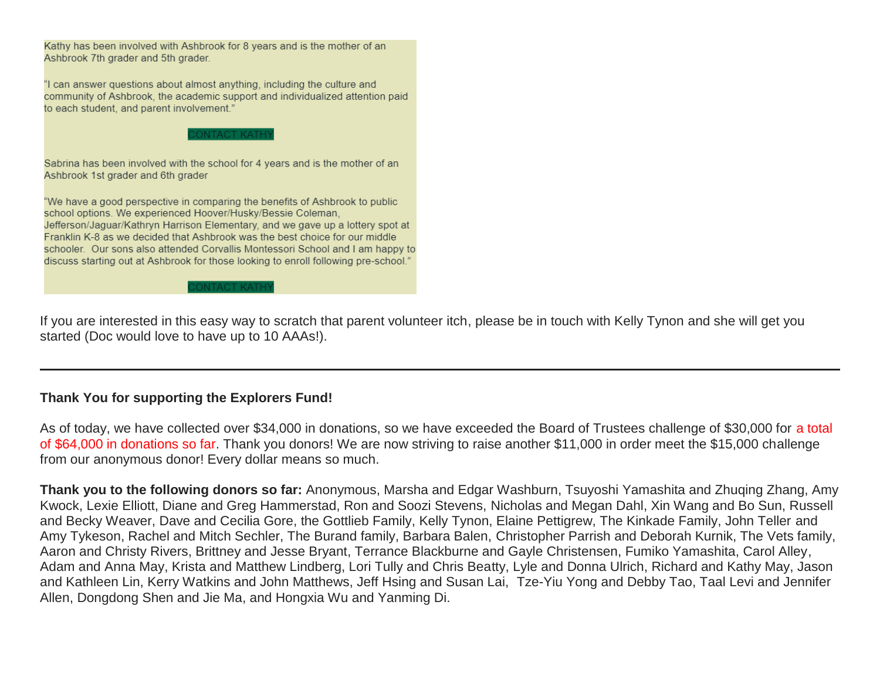Kathy has been involved with Ashbrook for 8 years and is the mother of an Ashbrook 7th grader and 5th grader.

"I can answer questions about almost anything, including the culture and community of Ashbrook, the academic support and individualized attention paid to each student, and parent involvement."

CONTACT KATHY

Sabrina has been involved with the school for 4 years and is the mother of an Ashbrook 1st grader and 6th grader

"We have a good perspective in comparing the benefits of Ashbrook to public school options. We experienced Hoover/Husky/Bessie Coleman, Jefferson/Jaguar/Kathryn Harrison Elementary, and we gave up a lottery spot at Franklin K-8 as we decided that Ashbrook was the best choice for our middle schooler. Our sons also attended Corvallis Montessori School and I am happy to discuss starting out at Ashbrook for those looking to enroll following pre-school."

CONTACT KATHY

If you are interested in this easy way to scratch that parent volunteer itch, please be in touch with Kelly Tynon and she will get you started (Doc would love to have up to 10 AAAs!).

---

**Thank You for supporting the Explorers Fund!**

As of today, we have collected over $34,000 in donations, so we have exceeded the Board of Trustees challenge of $30,000 for a total of $64,000 in donations so far. Thank you donors! We are now striving to raise another $11,000 in order meet the $15,000 challenge from our anonymous donor! Every dollar means so much.

**Thank you to the following donors so far:** Anonymous, Marsha and Edgar Washburn, Tsuyoshi Yamashita and Zhuqing Zhang, Amy Kwock, Lexie Elliott, Diane and Greg Hammerstad, Ron and Soozi Stevens, Nicholas and Megan Dahl, Xin Wang and Bo Sun, Russell and Becky Weaver, Dave and Cecilia Gore, the Gottlieb Family, Kelly Tynon, Elaine Pettigrew, The Kinkade Family, John Teller and Amy Tykeson, Rachel and Mitch Sechler, The Burand family, Barbara Balen, Christopher Parrish and Deborah Kurnik, The Vets family, Aaron and Christy Rivers, Brittney and Jesse Bryant, Terrance Blackburne and Gayle Christensen, Fumiko Yamashita, Carol Alley, Adam and Anna May, Krista and Matthew Lindberg, Lori Tully and Chris Beatty, Lyle and Donna Ulrich, Richard and Kathy May, Jason and Kathleen Lin, Kerry Watkins and John Matthews, Jeff Hsing and Susan Lai, Tze-Yiu Yong and Debby Tao, Taal Levi and Jennifer Allen, Dongdong Shen and Jie Ma, and Hongxia Wu and Yanming Di.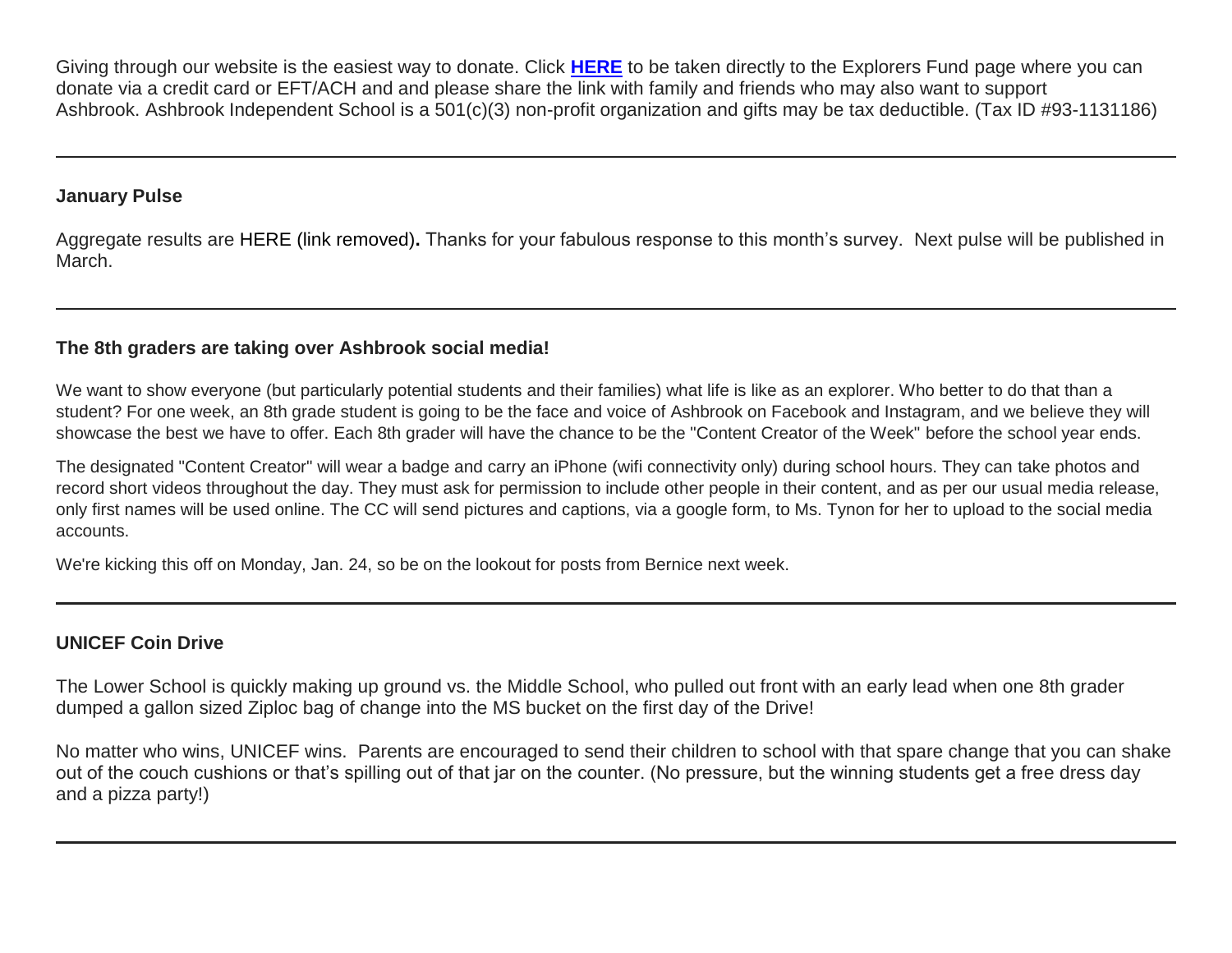Giving through our website is the easiest way to donate. Click **HERE** to be taken directly to the Explorers Fund page where you can donate via a credit card or EFT/ACH and and please share the link with family and friends who may also want to support Ashbrook. Ashbrook Independent School is a 501(c)(3) non-profit organization and gifts may be tax deductible. (Tax ID #93-1131186)

---

### January Pulse

Aggregate results are HERE (link removed)**.** Thanks for your fabulous response to this month's survey.  Next pulse will be published in March.

---

### The 8th graders are taking over Ashbrook social media!

We want to show everyone (but particularly potential students and their families) what life is like as an explorer. Who better to do that than a student? For one week, an 8th grade student is going to be the face and voice of Ashbrook on Facebook and Instagram, and we believe they will showcase the best we have to offer. Each 8th grader will have the chance to be the "Content Creator of the Week" before the school year ends.

The designated "Content Creator" will wear a badge and carry an iPhone (wifi connectivity only) during school hours. They can take photos and record short videos throughout the day. They must ask for permission to include other people in their content, and as per our usual media release, only first names will be used online. The CC will send pictures and captions, via a google form, to Ms. Tynon for her to upload to the social media accounts.

We're kicking this off on Monday, Jan. 24, so be on the lookout for posts from Bernice next week.

---

### UNICEF Coin Drive

The Lower School is quickly making up ground vs. the Middle School, who pulled out front with an early lead when one 8th grader dumped a gallon sized Ziploc bag of change into the MS bucket on the first day of the Drive!

No matter who wins, UNICEF wins.  Parents are encouraged to send their children to school with that spare change that you can shake out of the couch cushions or that's spilling out of that jar on the counter. (No pressure, but the winning students get a free dress day and a pizza party!)

---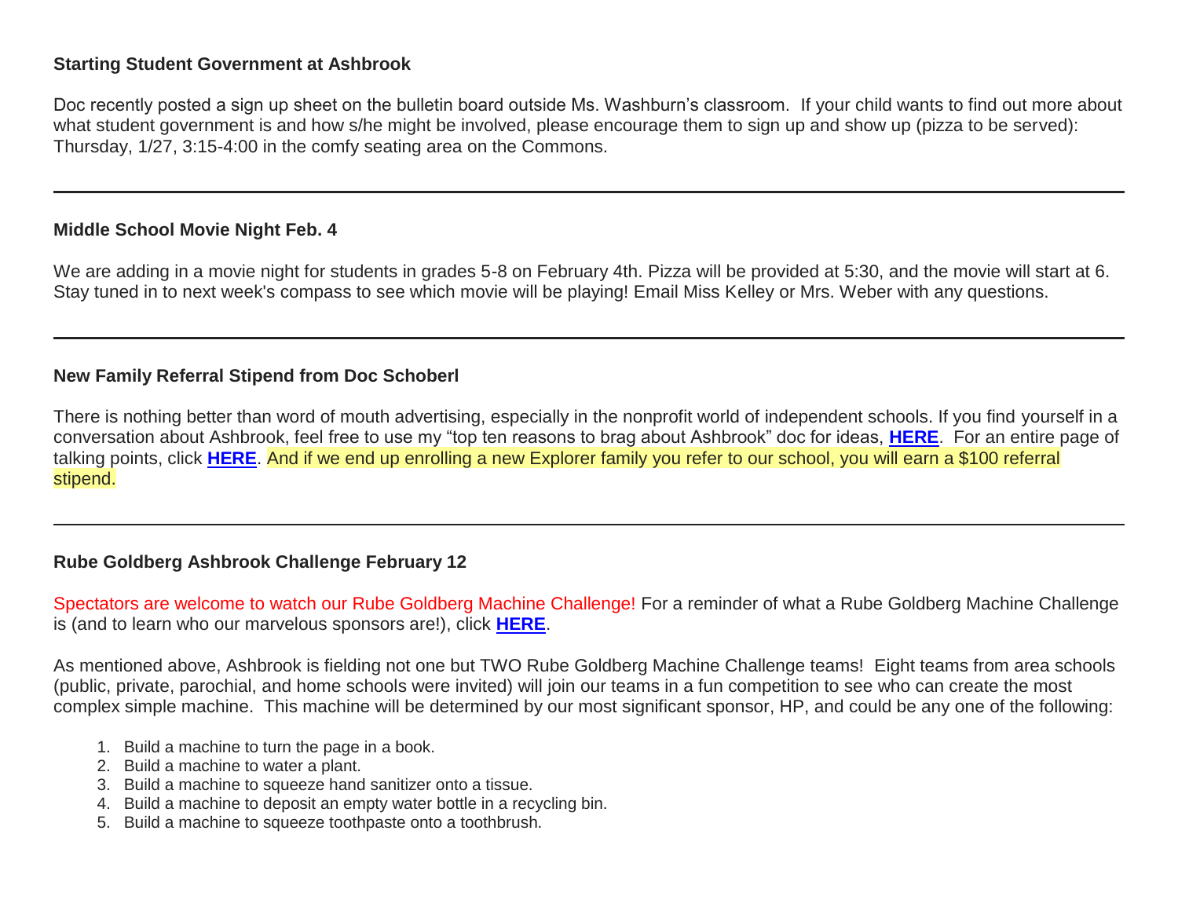**Starting Student Government at Ashbrook**

Doc recently posted a sign up sheet on the bulletin board outside Ms. Washburn's classroom. If your child wants to find out more about what student government is and how s/he might be involved, please encourage them to sign up and show up (pizza to be served): Thursday, 1/27, 3:15-4:00 in the comfy seating area on the Commons.

---

**Middle School Movie Night Feb. 4**

We are adding in a movie night for students in grades 5-8 on February 4th. Pizza will be provided at 5:30, and the movie will start at 6. Stay tuned in to next week's compass to see which movie will be playing! Email Miss Kelley or Mrs. Weber with any questions.

---

**New Family Referral Stipend from Doc Schoberl**

There is nothing better than word of mouth advertising, especially in the nonprofit world of independent schools. If you find yourself in a conversation about Ashbrook, feel free to use my "top ten reasons to brag about Ashbrook" doc for ideas, **HERE**. For an entire page of talking points, click **HERE**. And if we end up enrolling a new Explorer family you refer to our school, you will earn a $100 referral stipend.

---

**Rube Goldberg Ashbrook Challenge February 12**

Spectators are welcome to watch our Rube Goldberg Machine Challenge! For a reminder of what a Rube Goldberg Machine Challenge is (and to learn who our marvelous sponsors are!), click **HERE**.

As mentioned above, Ashbrook is fielding not one but TWO Rube Goldberg Machine Challenge teams! Eight teams from area schools (public, private, parochial, and home schools were invited) will join our teams in a fun competition to see who can create the most complex simple machine. This machine will be determined by our most significant sponsor, HP, and could be any one of the following:

1. Build a machine to turn the page in a book.
2. Build a machine to water a plant.
3. Build a machine to squeeze hand sanitizer onto a tissue.
4. Build a machine to deposit an empty water bottle in a recycling bin.
5. Build a machine to squeeze toothpaste onto a toothbrush.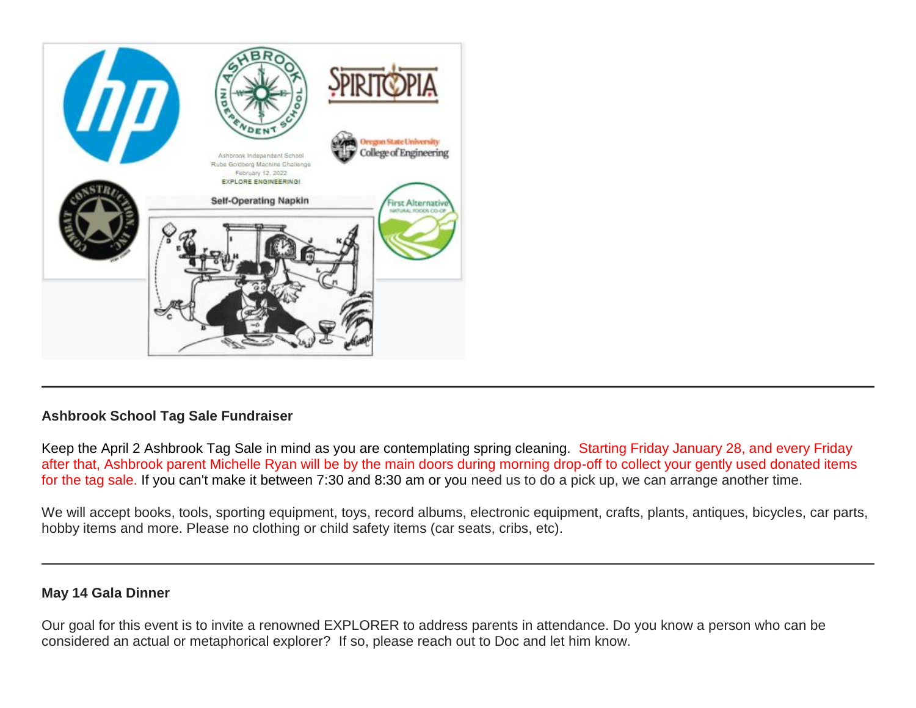---

**Ashbrook School Tag Sale Fundraiser**

Keep the April 2 Ashbrook Tag Sale in mind as you are contemplating spring cleaning. Starting Friday January 28, and every Friday after that, Ashbrook parent Michelle Ryan will be by the main doors during morning drop-off to collect your gently used donated items for the tag sale. If you can't make it between 7:30 and 8:30 am or you need us to do a pick up, we can arrange another time.

We will accept books, tools, sporting equipment, toys, record albums, electronic equipment, crafts, plants, antiques, bicycles, car parts, hobby items and more. Please no clothing or child safety items (car seats, cribs, etc).

---

**May 14 Gala Dinner**

Our goal for this event is to invite a renowned EXPLORER to address parents in attendance. Do you know a person who can be considered an actual or metaphorical explorer? If so, please reach out to Doc and let him know.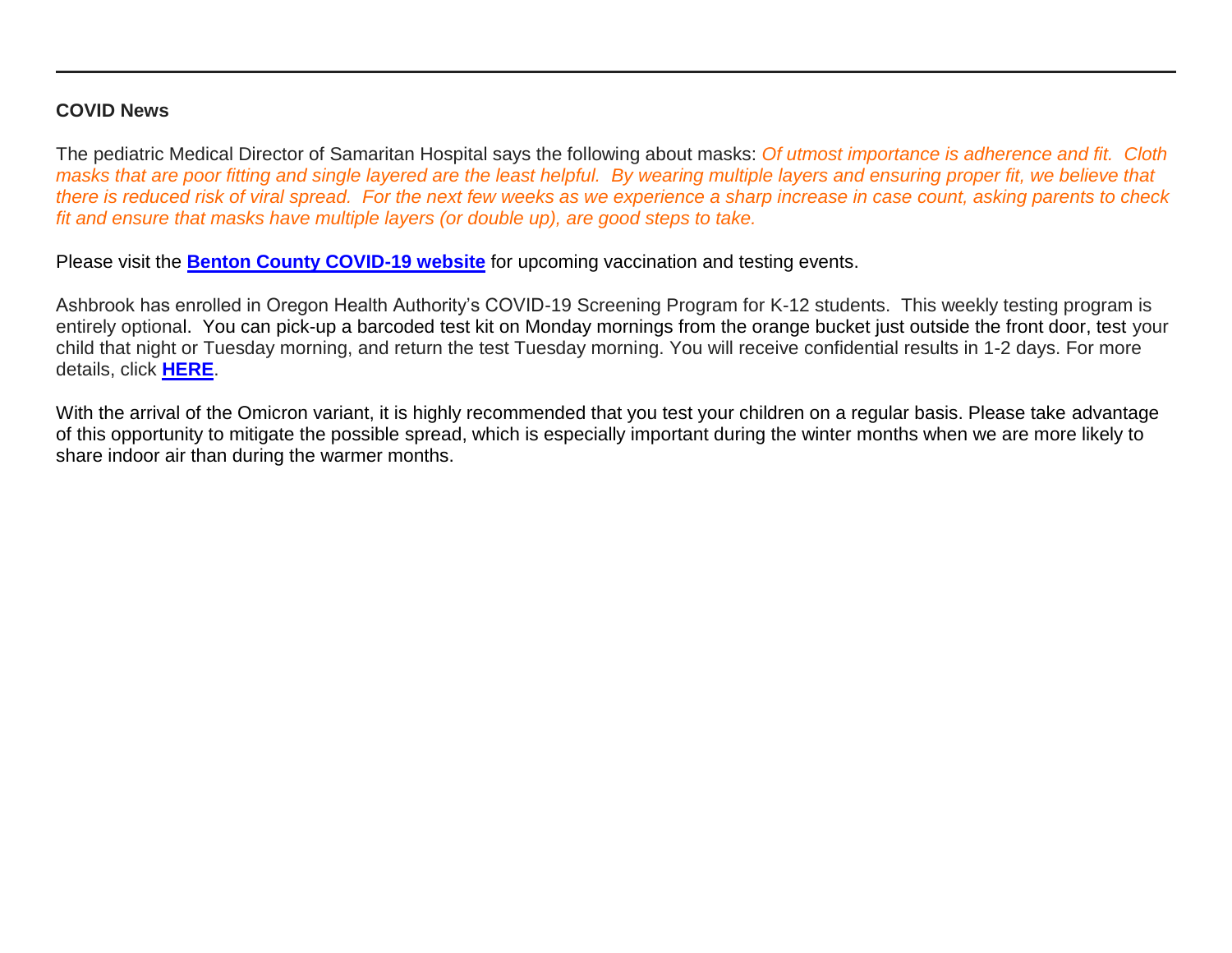**COVID News**

The pediatric Medical Director of Samaritan Hospital says the following about masks: *Of utmost importance is adherence and fit. Cloth masks that are poor fitting and single layered are the least helpful. By wearing multiple layers and ensuring proper fit, we believe that there is reduced risk of viral spread. For the next few weeks as we experience a sharp increase in case count, asking parents to check fit and ensure that masks have multiple layers (or double up), are good steps to take.*

Please visit the **Benton County COVID-19 website** for upcoming vaccination and testing events.

Ashbrook has enrolled in Oregon Health Authority's COVID-19 Screening Program for K-12 students. This weekly testing program is entirely optional. You can pick-up a barcoded test kit on Monday mornings from the orange bucket just outside the front door, test your child that night or Tuesday morning, and return the test Tuesday morning. You will receive confidential results in 1-2 days. For more details, click **HERE**.

With the arrival of the Omicron variant, it is highly recommended that you test your children on a regular basis. Please take advantage of this opportunity to mitigate the possible spread, which is especially important during the winter months when we are more likely to share indoor air than during the warmer months.